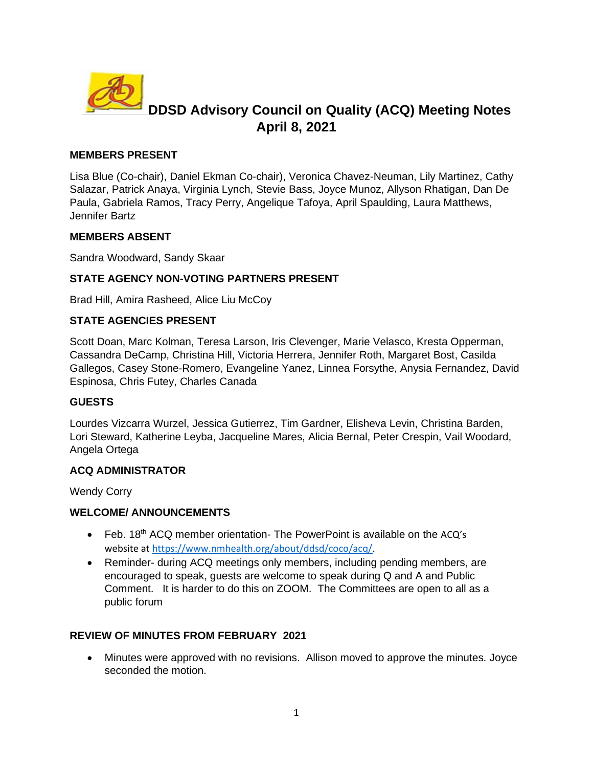# DDSD Advisory Council on Quality (ACQ) Meeting Notes
## April 8, 2021

**MEMBERS PRESENT**

Lisa Blue (Co-chair), Daniel Ekman Co-chair), Veronica Chavez-Neuman, Lily Martinez, Cathy Salazar, Patrick Anaya, Virginia Lynch, Stevie Bass, Joyce Munoz, Allyson Rhatigan, Dan De Paula, Gabriela Ramos, Tracy Perry, Angelique Tafoya, April Spaulding, Laura Matthews, Jennifer Bartz

**MEMBERS ABSENT**

Sandra Woodward, Sandy Skaar

**STATE AGENCY NON-VOTING PARTNERS PRESENT**

Brad Hill, Amira Rasheed, Alice Liu McCoy

**STATE AGENCIES PRESENT**

Scott Doan, Marc Kolman, Teresa Larson, Iris Clevenger, Marie Velasco, Kresta Opperman, Cassandra DeCamp, Christina Hill, Victoria Herrera, Jennifer Roth, Margaret Bost, Casilda Gallegos, Casey Stone-Romero, Evangeline Yanez, Linnea Forsythe, Anysia Fernandez, David Espinosa, Chris Futey, Charles Canada

**GUESTS**

Lourdes Vizcarra Wurzel, Jessica Gutierrez, Tim Gardner, Elisheva Levin, Christina Barden, Lori Steward, Katherine Leyba, Jacqueline Mares, Alicia Bernal, Peter Crespin, Vail Woodard, Angela Ortega

**ACQ ADMINISTRATOR**

Wendy Corry

**WELCOME/ ANNOUNCEMENTS**

- Feb. 18th ACQ member orientation- The PowerPoint is available on the ACQ's website at https://www.nmhealth.org/about/ddsd/coco/acq/.
- Reminder- during ACQ meetings only members, including pending members, are encouraged to speak, guests are welcome to speak during Q and A and Public Comment. It is harder to do this on ZOOM. The Committees are open to all as a public forum

**REVIEW OF MINUTES FROM FEBRUARY 2021**

- Minutes were approved with no revisions. Allison moved to approve the minutes. Joyce seconded the motion.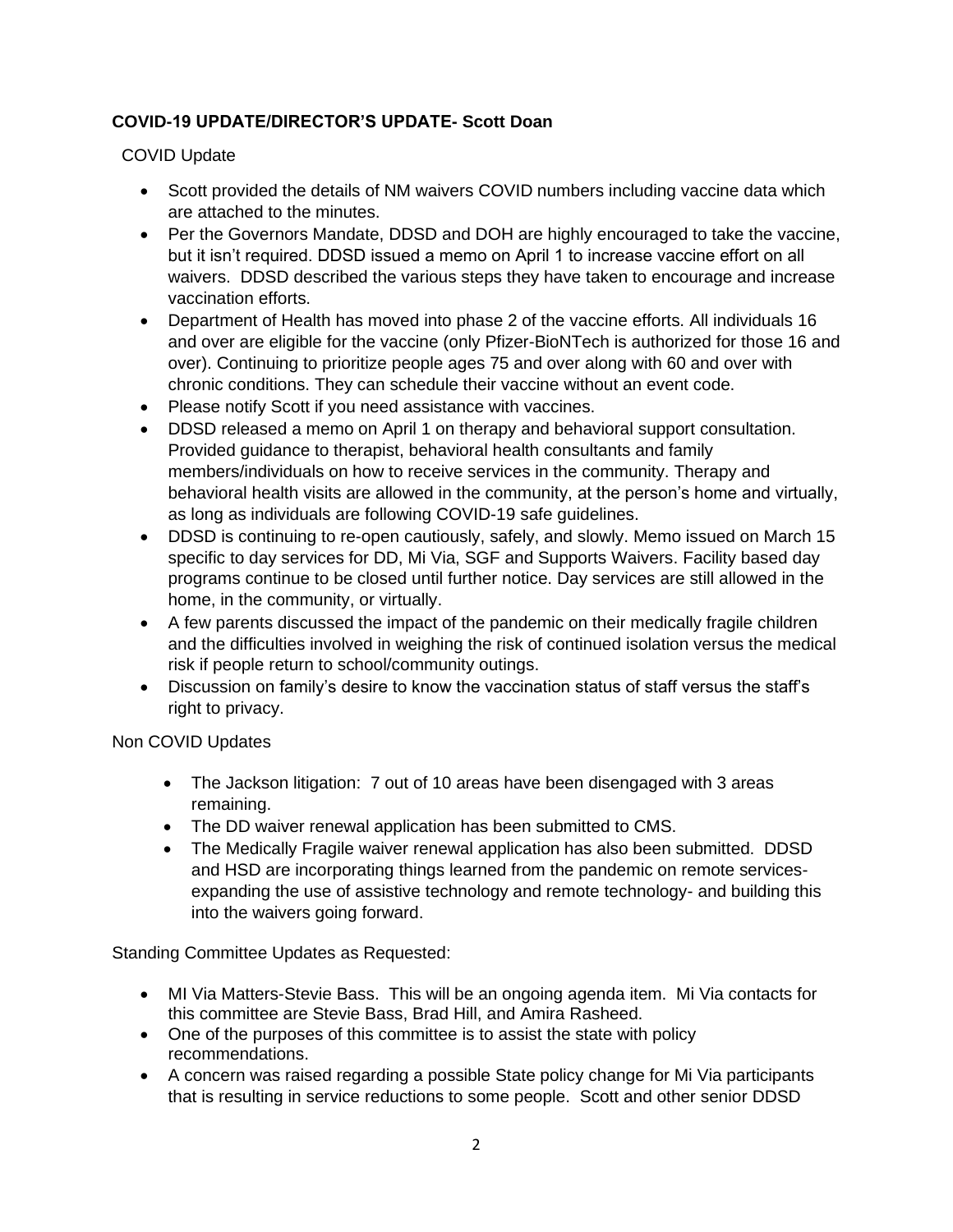**COVID-19 UPDATE/DIRECTOR'S UPDATE- Scott Doan**

COVID Update

- Scott provided the details of NM waivers COVID numbers including vaccine data which are attached to the minutes.
- Per the Governors Mandate, DDSD and DOH are highly encouraged to take the vaccine, but it isn't required. DDSD issued a memo on April 1 to increase vaccine effort on all waivers. DDSD described the various steps they have taken to encourage and increase vaccination efforts.
- Department of Health has moved into phase 2 of the vaccine efforts. All individuals 16 and over are eligible for the vaccine (only Pfizer-BioNTech is authorized for those 16 and over). Continuing to prioritize people ages 75 and over along with 60 and over with chronic conditions. They can schedule their vaccine without an event code.
- Please notify Scott if you need assistance with vaccines.
- DDSD released a memo on April 1 on therapy and behavioral support consultation. Provided guidance to therapist, behavioral health consultants and family members/individuals on how to receive services in the community. Therapy and behavioral health visits are allowed in the community, at the person's home and virtually, as long as individuals are following COVID-19 safe guidelines.
- DDSD is continuing to re-open cautiously, safely, and slowly. Memo issued on March 15 specific to day services for DD, Mi Via, SGF and Supports Waivers. Facility based day programs continue to be closed until further notice. Day services are still allowed in the home, in the community, or virtually.
- A few parents discussed the impact of the pandemic on their medically fragile children and the difficulties involved in weighing the risk of continued isolation versus the medical risk if people return to school/community outings.
- Discussion on family's desire to know the vaccination status of staff versus the staff's right to privacy.

Non COVID Updates

- The Jackson litigation: 7 out of 10 areas have been disengaged with 3 areas remaining.
- The DD waiver renewal application has been submitted to CMS.
- The Medically Fragile waiver renewal application has also been submitted. DDSD and HSD are incorporating things learned from the pandemic on remote services- expanding the use of assistive technology and remote technology- and building this into the waivers going forward.

Standing Committee Updates as Requested:

- MI Via Matters-Stevie Bass. This will be an ongoing agenda item. Mi Via contacts for this committee are Stevie Bass, Brad Hill, and Amira Rasheed.
- One of the purposes of this committee is to assist the state with policy recommendations.
- A concern was raised regarding a possible State policy change for Mi Via participants that is resulting in service reductions to some people. Scott and other senior DDSD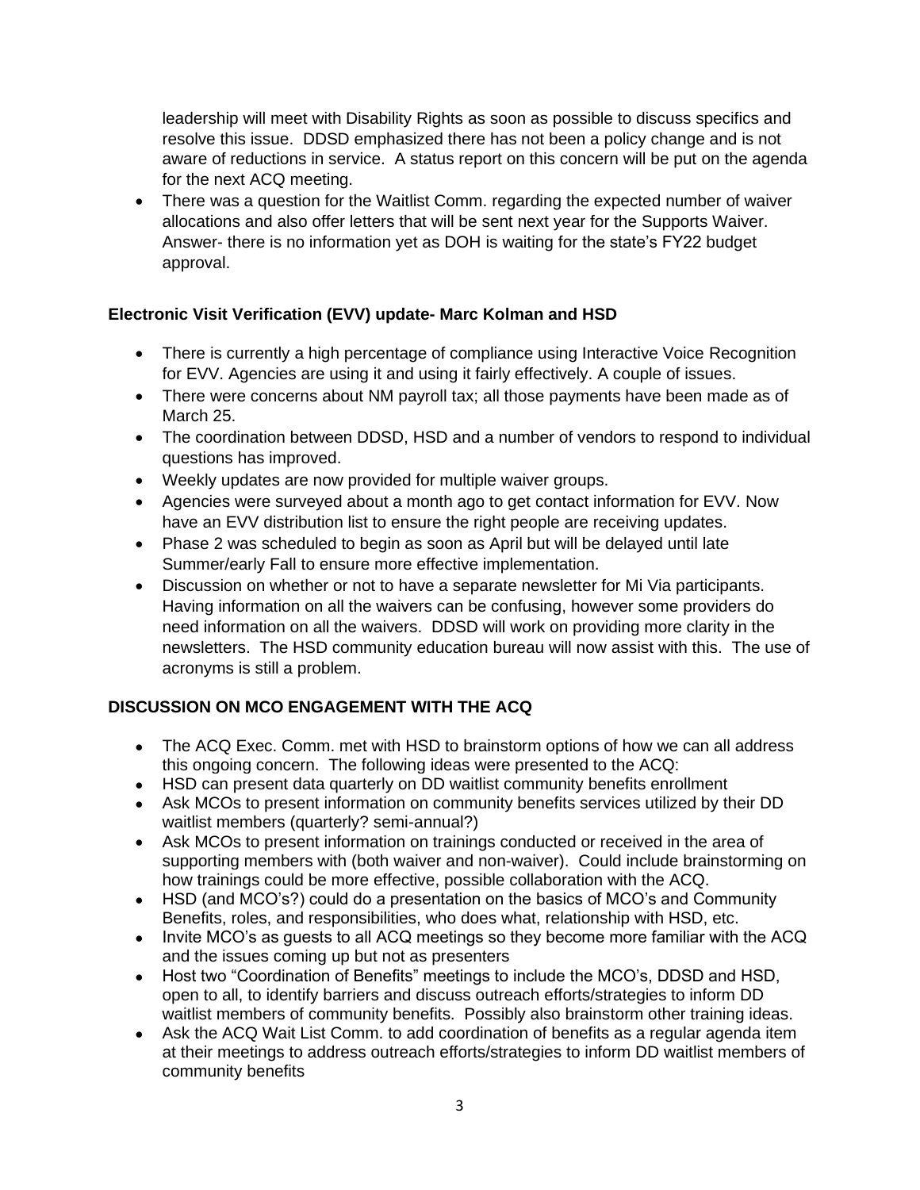leadership will meet with Disability Rights as soon as possible to discuss specifics and resolve this issue. DDSD emphasized there has not been a policy change and is not aware of reductions in service. A status report on this concern will be put on the agenda for the next ACQ meeting.

- There was a question for the Waitlist Comm. regarding the expected number of waiver allocations and also offer letters that will be sent next year for the Supports Waiver. Answer- there is no information yet as DOH is waiting for the state's FY22 budget approval.

**Electronic Visit Verification (EVV) update- Marc Kolman and HSD**

- There is currently a high percentage of compliance using Interactive Voice Recognition for EVV. Agencies are using it and using it fairly effectively. A couple of issues.
- There were concerns about NM payroll tax; all those payments have been made as of March 25.
- The coordination between DDSD, HSD and a number of vendors to respond to individual questions has improved.
- Weekly updates are now provided for multiple waiver groups.
- Agencies were surveyed about a month ago to get contact information for EVV. Now have an EVV distribution list to ensure the right people are receiving updates.
- Phase 2 was scheduled to begin as soon as April but will be delayed until late Summer/early Fall to ensure more effective implementation.
- Discussion on whether or not to have a separate newsletter for Mi Via participants. Having information on all the waivers can be confusing, however some providers do need information on all the waivers. DDSD will work on providing more clarity in the newsletters. The HSD community education bureau will now assist with this. The use of acronyms is still a problem.

**DISCUSSION ON MCO ENGAGEMENT WITH THE ACQ**

- The ACQ Exec. Comm. met with HSD to brainstorm options of how we can all address this ongoing concern. The following ideas were presented to the ACQ:
- HSD can present data quarterly on DD waitlist community benefits enrollment
- Ask MCOs to present information on community benefits services utilized by their DD waitlist members (quarterly? semi-annual?)
- Ask MCOs to present information on trainings conducted or received in the area of supporting members with (both waiver and non-waiver). Could include brainstorming on how trainings could be more effective, possible collaboration with the ACQ.
- HSD (and MCO's?) could do a presentation on the basics of MCO's and Community Benefits, roles, and responsibilities, who does what, relationship with HSD, etc.
- Invite MCO's as guests to all ACQ meetings so they become more familiar with the ACQ and the issues coming up but not as presenters
- Host two "Coordination of Benefits" meetings to include the MCO's, DDSD and HSD, open to all, to identify barriers and discuss outreach efforts/strategies to inform DD waitlist members of community benefits. Possibly also brainstorm other training ideas.
- Ask the ACQ Wait List Comm. to add coordination of benefits as a regular agenda item at their meetings to address outreach efforts/strategies to inform DD waitlist members of community benefits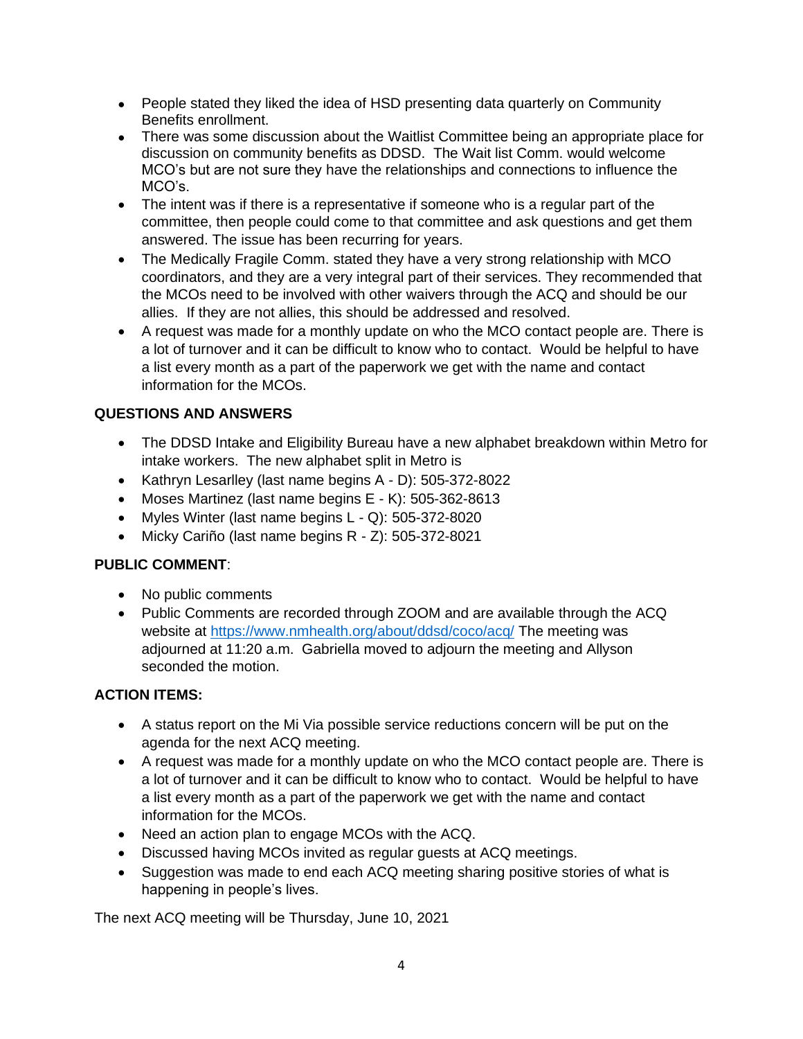- People stated they liked the idea of HSD presenting data quarterly on Community Benefits enrollment.
- There was some discussion about the Waitlist Committee being an appropriate place for discussion on community benefits as DDSD. The Wait list Comm. would welcome MCO's but are not sure they have the relationships and connections to influence the MCO's.
- The intent was if there is a representative if someone who is a regular part of the committee, then people could come to that committee and ask questions and get them answered. The issue has been recurring for years.
- The Medically Fragile Comm. stated they have a very strong relationship with MCO coordinators, and they are a very integral part of their services. They recommended that the MCOs need to be involved with other waivers through the ACQ and should be our allies. If they are not allies, this should be addressed and resolved.
- A request was made for a monthly update on who the MCO contact people are. There is a lot of turnover and it can be difficult to know who to contact. Would be helpful to have a list every month as a part of the paperwork we get with the name and contact information for the MCOs.

**QUESTIONS AND ANSWERS**

- The DDSD Intake and Eligibility Bureau have a new alphabet breakdown within Metro for intake workers. The new alphabet split in Metro is
- Kathryn Lesarlley (last name begins A - D): 505-372-8022
- Moses Martinez (last name begins E - K): 505-362-8613
- Myles Winter (last name begins L - Q): 505-372-8020
- Micky Cariño (last name begins R - Z): 505-372-8021

**PUBLIC COMMENT**:

- No public comments
- Public Comments are recorded through ZOOM and are available through the ACQ website at https://www.nmhealth.org/about/ddsd/coco/acq/ The meeting was adjourned at 11:20 a.m. Gabriella moved to adjourn the meeting and Allyson seconded the motion.

**ACTION ITEMS:**

- A status report on the Mi Via possible service reductions concern will be put on the agenda for the next ACQ meeting.
- A request was made for a monthly update on who the MCO contact people are. There is a lot of turnover and it can be difficult to know who to contact. Would be helpful to have a list every month as a part of the paperwork we get with the name and contact information for the MCOs.
- Need an action plan to engage MCOs with the ACQ.
- Discussed having MCOs invited as regular guests at ACQ meetings.
- Suggestion was made to end each ACQ meeting sharing positive stories of what is happening in people's lives.

The next ACQ meeting will be Thursday, June 10, 2021